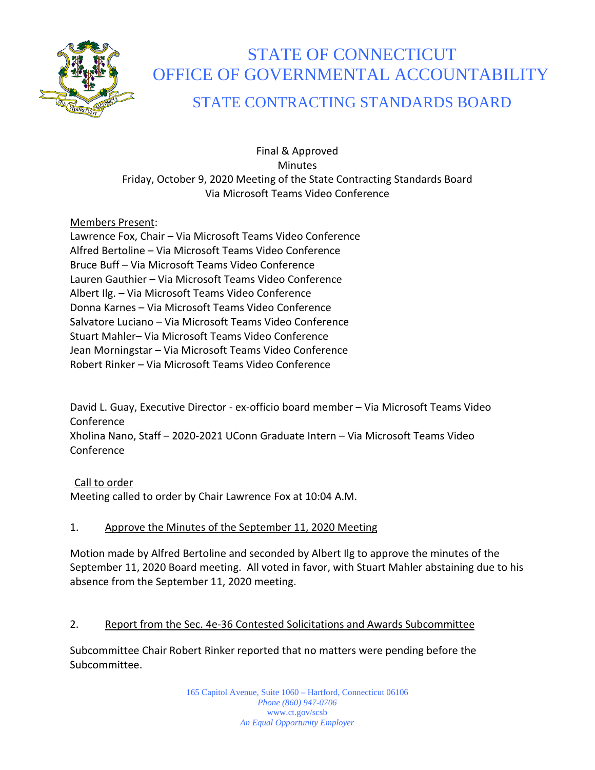# STATE OF CONNECTICUT
# OFFICE OF GOVERNMENTAL ACCOUNTABILITY
## STATE CONTRACTING STANDARDS BOARD

Final & Approved
Minutes
Friday, October 9, 2020 Meeting of the State Contracting Standards Board
Via Microsoft Teams Video Conference

Members Present:
Lawrence Fox, Chair – Via Microsoft Teams Video Conference
Alfred Bertoline – Via Microsoft Teams Video Conference
Bruce Buff – Via Microsoft Teams Video Conference
Lauren Gauthier – Via Microsoft Teams Video Conference
Albert Ilg. – Via Microsoft Teams Video Conference
Donna Karnes – Via Microsoft Teams Video Conference
Salvatore Luciano – Via Microsoft Teams Video Conference
Stuart Mahler– Via Microsoft Teams Video Conference
Jean Morningstar – Via Microsoft Teams Video Conference
Robert Rinker – Via Microsoft Teams Video Conference

David L. Guay, Executive Director - ex-officio board member – Via Microsoft Teams Video Conference
Xholina Nano, Staff – 2020-2021 UConn Graduate Intern – Via Microsoft Teams Video Conference

Call to order
Meeting called to order by Chair Lawrence Fox at 10:04 A.M.

1. Approve the Minutes of the September 11, 2020 Meeting

Motion made by Alfred Bertoline and seconded by Albert Ilg to approve the minutes of the September 11, 2020 Board meeting. All voted in favor, with Stuart Mahler abstaining due to his absence from the September 11, 2020 meeting.

2. Report from the Sec. 4e-36 Contested Solicitations and Awards Subcommittee

Subcommittee Chair Robert Rinker reported that no matters were pending before the Subcommittee.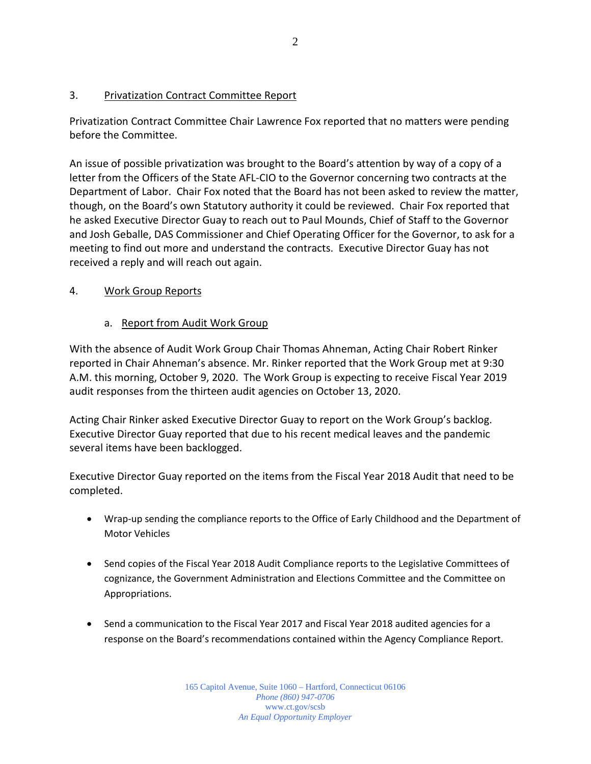3. Privatization Contract Committee Report

Privatization Contract Committee Chair Lawrence Fox reported that no matters were pending before the Committee.

An issue of possible privatization was brought to the Board's attention by way of a copy of a letter from the Officers of the State AFL-CIO to the Governor concerning two contracts at the Department of Labor. Chair Fox noted that the Board has not been asked to review the matter, though, on the Board's own Statutory authority it could be reviewed. Chair Fox reported that he asked Executive Director Guay to reach out to Paul Mounds, Chief of Staff to the Governor and Josh Geballe, DAS Commissioner and Chief Operating Officer for the Governor, to ask for a meeting to find out more and understand the contracts. Executive Director Guay has not received a reply and will reach out again.

4. Work Group Reports

a. Report from Audit Work Group

With the absence of Audit Work Group Chair Thomas Ahneman, Acting Chair Robert Rinker reported in Chair Ahneman's absence. Mr. Rinker reported that the Work Group met at 9:30 A.M. this morning, October 9, 2020. The Work Group is expecting to receive Fiscal Year 2019 audit responses from the thirteen audit agencies on October 13, 2020.

Acting Chair Rinker asked Executive Director Guay to report on the Work Group's backlog. Executive Director Guay reported that due to his recent medical leaves and the pandemic several items have been backlogged.

Executive Director Guay reported on the items from the Fiscal Year 2018 Audit that need to be completed.

- Wrap-up sending the compliance reports to the Office of Early Childhood and the Department of Motor Vehicles
- Send copies of the Fiscal Year 2018 Audit Compliance reports to the Legislative Committees of cognizance, the Government Administration and Elections Committee and the Committee on Appropriations.
- Send a communication to the Fiscal Year 2017 and Fiscal Year 2018 audited agencies for a response on the Board's recommendations contained within the Agency Compliance Report.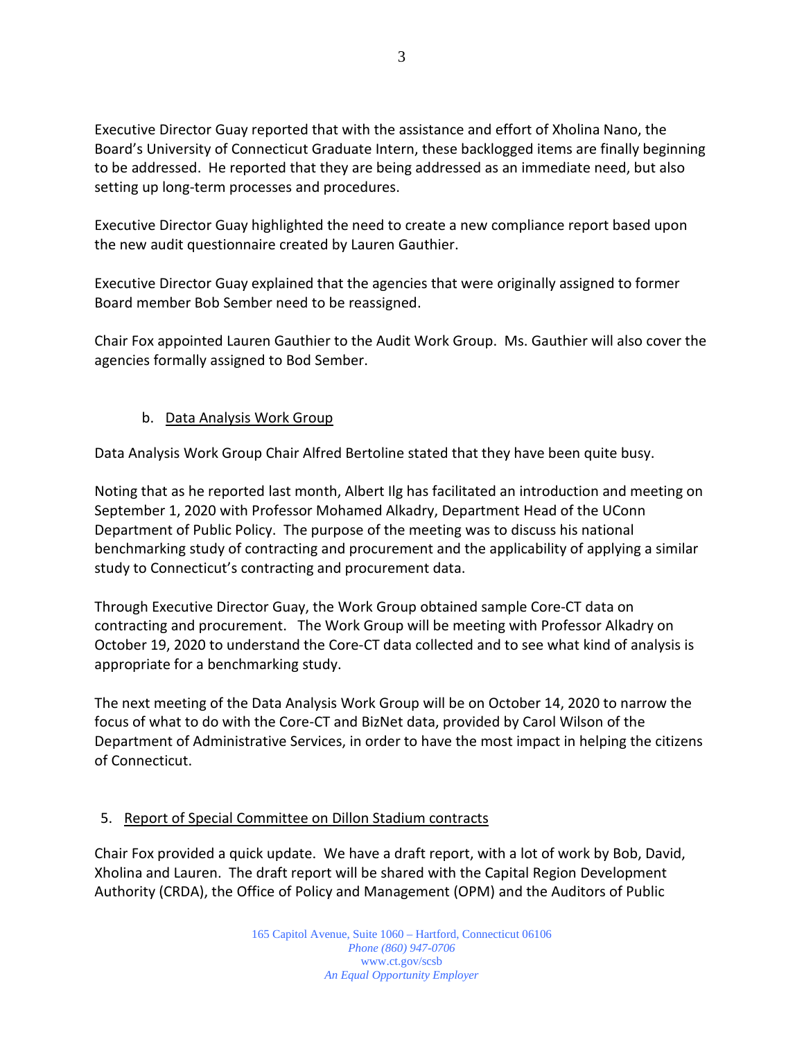Executive Director Guay reported that with the assistance and effort of Xholina Nano, the Board's University of Connecticut Graduate Intern, these backlogged items are finally beginning to be addressed. He reported that they are being addressed as an immediate need, but also setting up long-term processes and procedures.

Executive Director Guay highlighted the need to create a new compliance report based upon the new audit questionnaire created by Lauren Gauthier.

Executive Director Guay explained that the agencies that were originally assigned to former Board member Bob Sember need to be reassigned.

Chair Fox appointed Lauren Gauthier to the Audit Work Group. Ms. Gauthier will also cover the agencies formally assigned to Bod Sember.

b. Data Analysis Work Group

Data Analysis Work Group Chair Alfred Bertoline stated that they have been quite busy.

Noting that as he reported last month, Albert Ilg has facilitated an introduction and meeting on September 1, 2020 with Professor Mohamed Alkadry, Department Head of the UConn Department of Public Policy. The purpose of the meeting was to discuss his national benchmarking study of contracting and procurement and the applicability of applying a similar study to Connecticut's contracting and procurement data.

Through Executive Director Guay, the Work Group obtained sample Core-CT data on contracting and procurement. The Work Group will be meeting with Professor Alkadry on October 19, 2020 to understand the Core-CT data collected and to see what kind of analysis is appropriate for a benchmarking study.

The next meeting of the Data Analysis Work Group will be on October 14, 2020 to narrow the focus of what to do with the Core-CT and BizNet data, provided by Carol Wilson of the Department of Administrative Services, in order to have the most impact in helping the citizens of Connecticut.

5. Report of Special Committee on Dillon Stadium contracts

Chair Fox provided a quick update. We have a draft report, with a lot of work by Bob, David, Xholina and Lauren. The draft report will be shared with the Capital Region Development Authority (CRDA), the Office of Policy and Management (OPM) and the Auditors of Public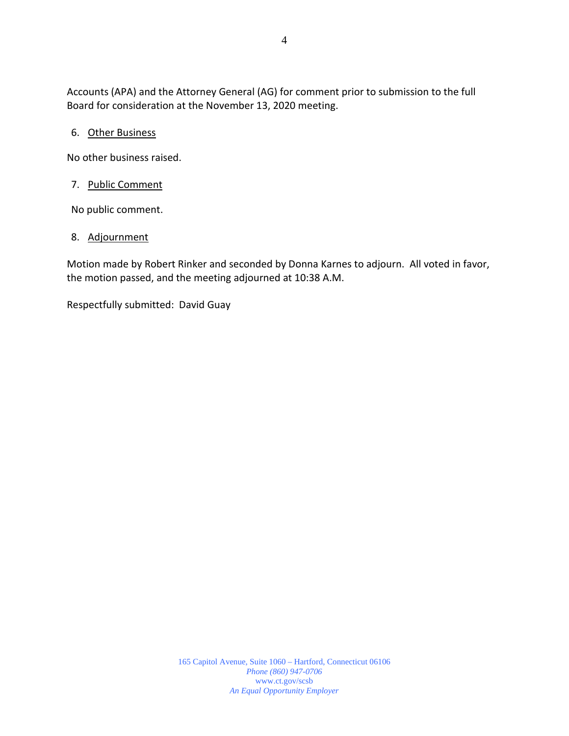Accounts (APA) and the Attorney General (AG) for comment prior to submission to the full Board for consideration at the November 13, 2020 meeting.

6. Other Business

No other business raised.

7. Public Comment

No public comment.

8. Adjournment

Motion made by Robert Rinker and seconded by Donna Karnes to adjourn. All voted in favor, the motion passed, and the meeting adjourned at 10:38 A.M.

Respectfully submitted: David Guay

165 Capitol Avenue, Suite 1060 – Hartford, Connecticut 06106
*Phone (860) 947-0706*
www.ct.gov/scsb
*An Equal Opportunity Employer*